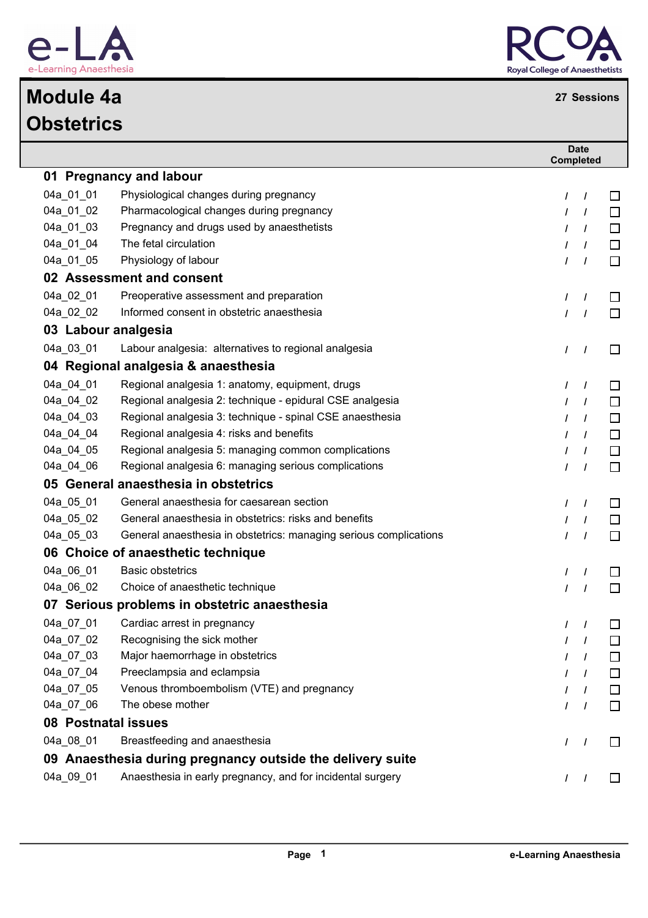# Module 4a
# Obstetrics

**27 Sessions**

| | | Date Completed |
|---|---|---|
| **01 Pregnancy and labour** | | |
| 04a_01_01 | Physiological changes during pregnancy | / / ☐ |
| 04a_01_02 | Pharmacological changes during pregnancy | / / ☐ |
| 04a_01_03 | Pregnancy and drugs used by anaesthetists | / / ☐ |
| 04a_01_04 | The fetal circulation | / / ☐ |
| 04a_01_05 | Physiology of labour | / / ☐ |
| **02 Assessment and consent** | | |
| 04a_02_01 | Preoperative assessment and preparation | / / ☐ |
| 04a_02_02 | Informed consent in obstetric anaesthesia | / / ☐ |
| **03 Labour analgesia** | | |
| 04a_03_01 | Labour analgesia: alternatives to regional analgesia | / / ☐ |
| **04 Regional analgesia & anaesthesia** | | |
| 04a_04_01 | Regional analgesia 1: anatomy, equipment, drugs | / / ☐ |
| 04a_04_02 | Regional analgesia 2: technique - epidural CSE analgesia | / / ☐ |
| 04a_04_03 | Regional analgesia 3: technique - spinal CSE anaesthesia | / / ☐ |
| 04a_04_04 | Regional analgesia 4: risks and benefits | / / ☐ |
| 04a_04_05 | Regional analgesia 5: managing common complications | / / ☐ |
| 04a_04_06 | Regional analgesia 6: managing serious complications | / / ☐ |
| **05 General anaesthesia in obstetrics** | | |
| 04a_05_01 | General anaesthesia for caesarean section | / / ☐ |
| 04a_05_02 | General anaesthesia in obstetrics: risks and benefits | / / ☐ |
| 04a_05_03 | General anaesthesia in obstetrics: managing serious complications | / / ☐ |
| **06 Choice of anaesthetic technique** | | |
| 04a_06_01 | Basic obstetrics | / / ☐ |
| 04a_06_02 | Choice of anaesthetic technique | / / ☐ |
| **07 Serious problems in obstetric anaesthesia** | | |
| 04a_07_01 | Cardiac arrest in pregnancy | / / ☐ |
| 04a_07_02 | Recognising the sick mother | / / ☐ |
| 04a_07_03 | Major haemorrhage in obstetrics | / / ☐ |
| 04a_07_04 | Preeclampsia and eclampsia | / / ☐ |
| 04a_07_05 | Venous thromboembolism (VTE) and pregnancy | / / ☐ |
| 04a_07_06 | The obese mother | / / ☐ |
| **08 Postnatal issues** | | |
| 04a_08_01 | Breastfeeding and anaesthesia | / / ☐ |
| **09 Anaesthesia during pregnancy outside the delivery suite** | | |
| 04a_09_01 | Anaesthesia in early pregnancy, and for incidental surgery | / / ☐ |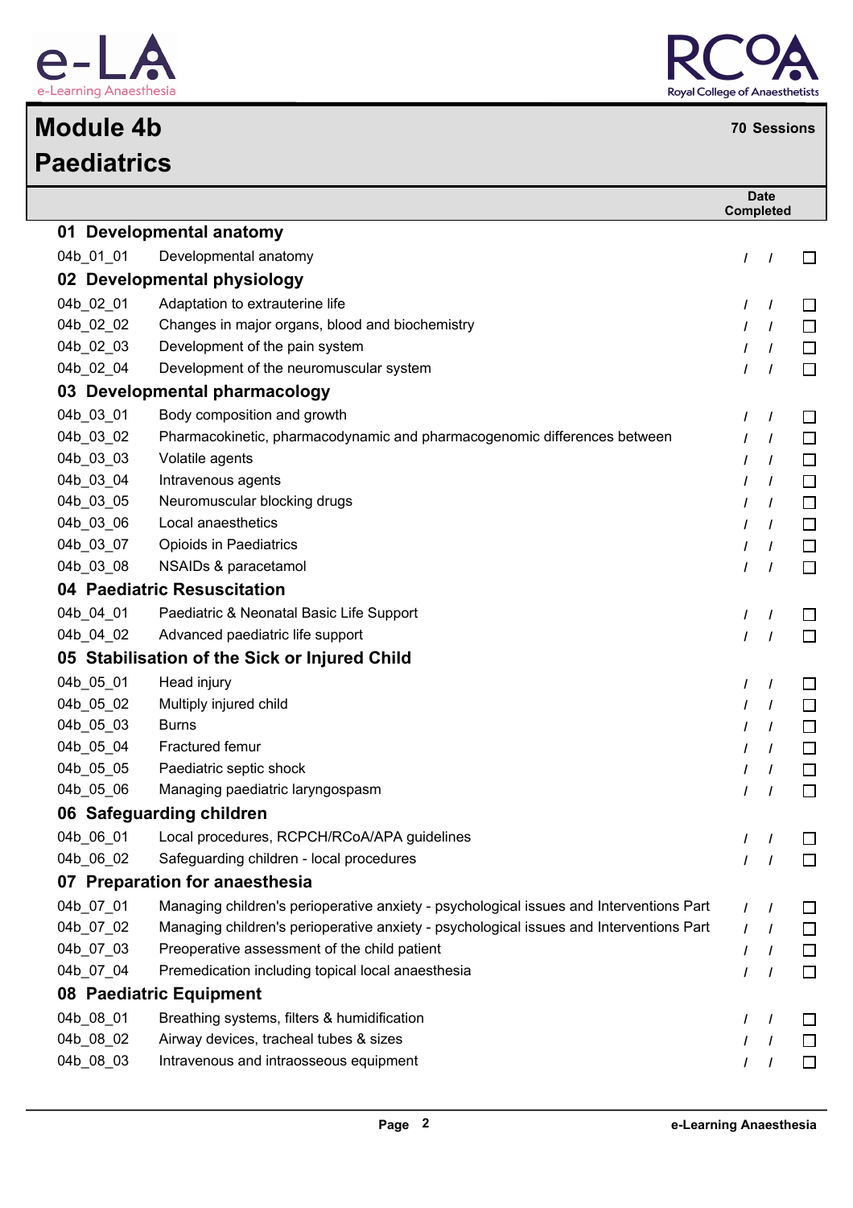# Module 4b
# Paediatrics

**70 Sessions**

| | | Date Completed |
|---|---|---|
| **01 Developmental anatomy** | | |
| 04b_01_01 | Developmental anatomy | / / ☐ |
| **02 Developmental physiology** | | |
| 04b_02_01 | Adaptation to extrauterine life | / / ☐ |
| 04b_02_02 | Changes in major organs, blood and biochemistry | / / ☐ |
| 04b_02_03 | Development of the pain system | / / ☐ |
| 04b_02_04 | Development of the neuromuscular system | / / ☐ |
| **03 Developmental pharmacology** | | |
| 04b_03_01 | Body composition and growth | / / ☐ |
| 04b_03_02 | Pharmacokinetic, pharmacodynamic and pharmacogenomic differences between | / / ☐ |
| 04b_03_03 | Volatile agents | / / ☐ |
| 04b_03_04 | Intravenous agents | / / ☐ |
| 04b_03_05 | Neuromuscular blocking drugs | / / ☐ |
| 04b_03_06 | Local anaesthetics | / / ☐ |
| 04b_03_07 | Opioids in Paediatrics | / / ☐ |
| 04b_03_08 | NSAIDs & paracetamol | / / ☐ |
| **04 Paediatric Resuscitation** | | |
| 04b_04_01 | Paediatric & Neonatal Basic Life Support | / / ☐ |
| 04b_04_02 | Advanced paediatric life support | / / ☐ |
| **05 Stabilisation of the Sick or Injured Child** | | |
| 04b_05_01 | Head injury | / / ☐ |
| 04b_05_02 | Multiply injured child | / / ☐ |
| 04b_05_03 | Burns | / / ☐ |
| 04b_05_04 | Fractured femur | / / ☐ |
| 04b_05_05 | Paediatric septic shock | / / ☐ |
| 04b_05_06 | Managing paediatric laryngospasm | / / ☐ |
| **06 Safeguarding children** | | |
| 04b_06_01 | Local procedures, RCPCH/RCoA/APA guidelines | / / ☐ |
| 04b_06_02 | Safeguarding children - local procedures | / / ☐ |
| **07 Preparation for anaesthesia** | | |
| 04b_07_01 | Managing children's perioperative anxiety - psychological issues and Interventions Part | / / ☐ |
| 04b_07_02 | Managing children's perioperative anxiety - psychological issues and Interventions Part | / / ☐ |
| 04b_07_03 | Preoperative assessment of the child patient | / / ☐ |
| 04b_07_04 | Premedication including topical local anaesthesia | / / ☐ |
| **08 Paediatric Equipment** | | |
| 04b_08_01 | Breathing systems, filters & humidification | / / ☐ |
| 04b_08_02 | Airway devices, tracheal tubes & sizes | / / ☐ |
| 04b_08_03 | Intravenous and intraosseous equipment | / / ☐ |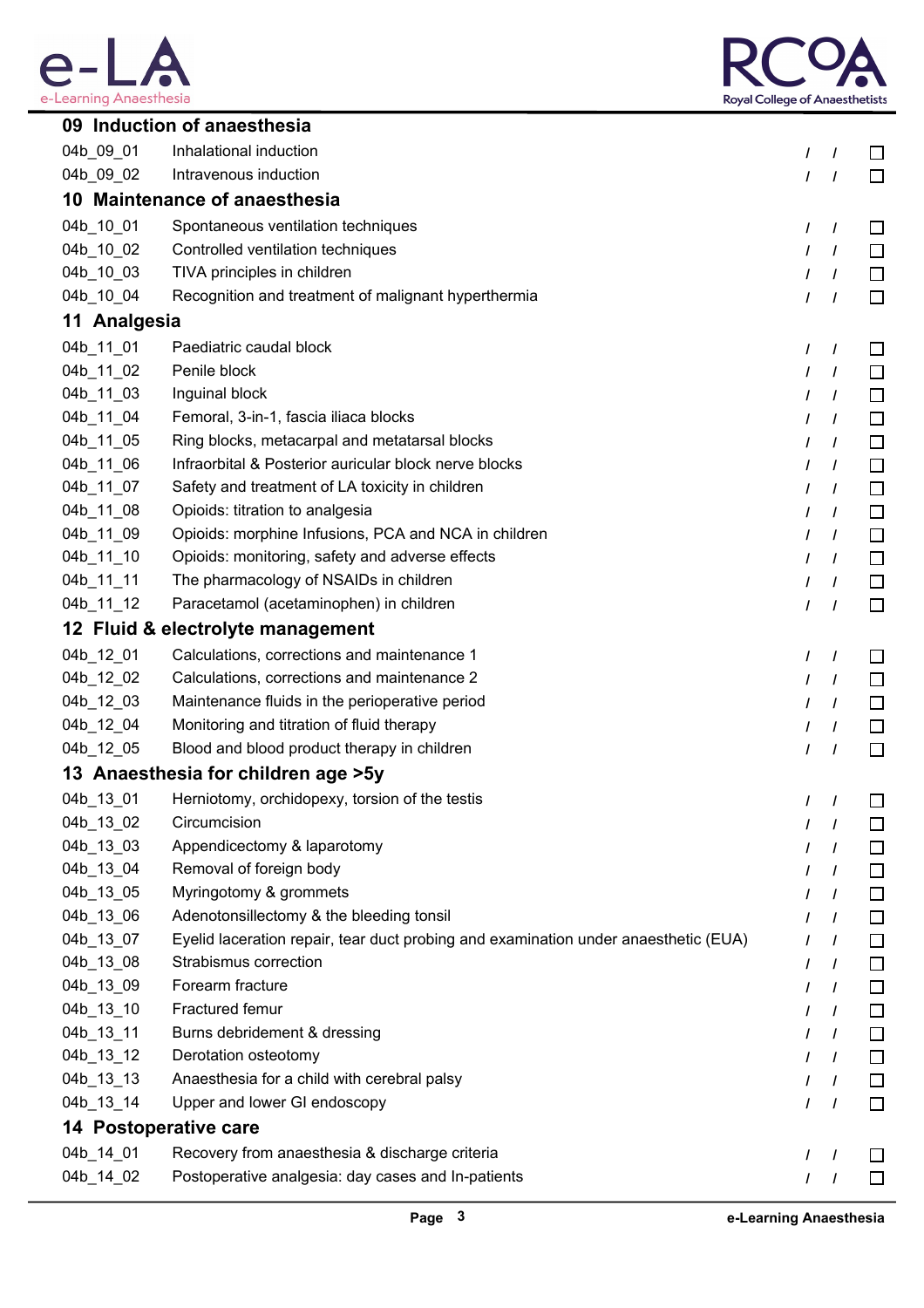## 09 Induction of anaesthesia

| | | | |
|---|---|---|---|
| 04b_09_01 | Inhalational induction | / / | ☐ |
| 04b_09_02 | Intravenous induction | / / | ☐ |

## 10 Maintenance of anaesthesia

| | | | |
|---|---|---|---|
| 04b_10_01 | Spontaneous ventilation techniques | / / | ☐ |
| 04b_10_02 | Controlled ventilation techniques | / / | ☐ |
| 04b_10_03 | TIVA principles in children | / / | ☐ |
| 04b_10_04 | Recognition and treatment of malignant hyperthermia | / / | ☐ |

## 11 Analgesia

| | | | |
|---|---|---|---|
| 04b_11_01 | Paediatric caudal block | / / | ☐ |
| 04b_11_02 | Penile block | / / | ☐ |
| 04b_11_03 | Inguinal block | / / | ☐ |
| 04b_11_04 | Femoral, 3-in-1, fascia iliaca blocks | / / | ☐ |
| 04b_11_05 | Ring blocks, metacarpal and metatarsal blocks | / / | ☐ |
| 04b_11_06 | Infraorbital & Posterior auricular block nerve blocks | / / | ☐ |
| 04b_11_07 | Safety and treatment of LA toxicity in children | / / | ☐ |
| 04b_11_08 | Opioids: titration to analgesia | / / | ☐ |
| 04b_11_09 | Opioids: morphine Infusions, PCA and NCA in children | / / | ☐ |
| 04b_11_10 | Opioids: monitoring, safety and adverse effects | / / | ☐ |
| 04b_11_11 | The pharmacology of NSAIDs in children | / / | ☐ |
| 04b_11_12 | Paracetamol (acetaminophen) in children | / / | ☐ |

## 12 Fluid & electrolyte management

| | | | |
|---|---|---|---|
| 04b_12_01 | Calculations, corrections and maintenance 1 | / / | ☐ |
| 04b_12_02 | Calculations, corrections and maintenance 2 | / / | ☐ |
| 04b_12_03 | Maintenance fluids in the perioperative period | / / | ☐ |
| 04b_12_04 | Monitoring and titration of fluid therapy | / / | ☐ |
| 04b_12_05 | Blood and blood product therapy in children | / / | ☐ |

## 13 Anaesthesia for children age >5y

| | | | |
|---|---|---|---|
| 04b_13_01 | Herniotomy, orchidopexy, torsion of the testis | / / | ☐ |
| 04b_13_02 | Circumcision | / / | ☐ |
| 04b_13_03 | Appendicectomy & laparotomy | / / | ☐ |
| 04b_13_04 | Removal of foreign body | / / | ☐ |
| 04b_13_05 | Myringotomy & grommets | / / | ☐ |
| 04b_13_06 | Adenotonsillectomy & the bleeding tonsil | / / | ☐ |
| 04b_13_07 | Eyelid laceration repair, tear duct probing and examination under anaesthetic (EUA) | / / | ☐ |
| 04b_13_08 | Strabismus correction | / / | ☐ |
| 04b_13_09 | Forearm fracture | / / | ☐ |
| 04b_13_10 | Fractured femur | / / | ☐ |
| 04b_13_11 | Burns debridement & dressing | / / | ☐ |
| 04b_13_12 | Derotation osteotomy | / / | ☐ |
| 04b_13_13 | Anaesthesia for a child with cerebral palsy | / / | ☐ |
| 04b_13_14 | Upper and lower GI endoscopy | / / | ☐ |

## 14 Postoperative care

| | | | |
|---|---|---|---|
| 04b_14_01 | Recovery from anaesthesia & discharge criteria | / / | ☐ |
| 04b_14_02 | Postoperative analgesia: day cases and In-patients | / / | ☐ |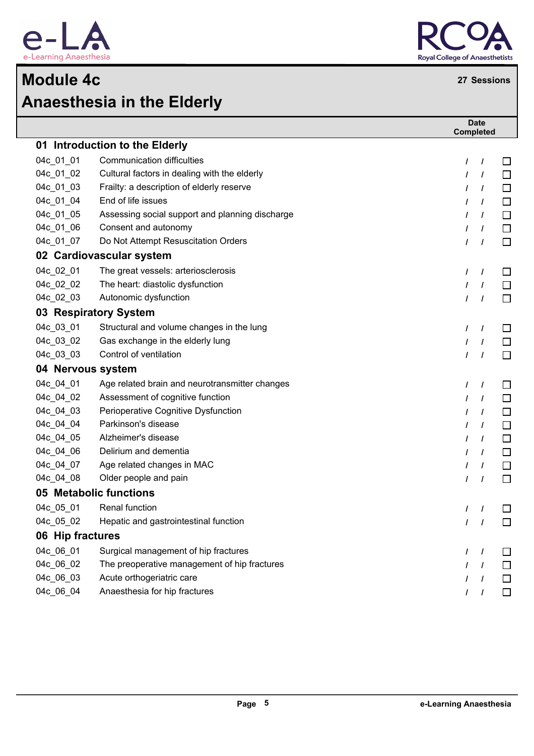# Module 4c
# Anaesthesia in the Elderly

**27 Sessions**

| | | Date Completed | |
|---|---|---|---|
| **01 Introduction to the Elderly** | | | |
| 04c_01_01 | Communication difficulties | / / | ☐ |
| 04c_01_02 | Cultural factors in dealing with the elderly | / / | ☐ |
| 04c_01_03 | Frailty: a description of elderly reserve | / / | ☐ |
| 04c_01_04 | End of life issues | / / | ☐ |
| 04c_01_05 | Assessing social support and planning discharge | / / | ☐ |
| 04c_01_06 | Consent and autonomy | / / | ☐ |
| 04c_01_07 | Do Not Attempt Resuscitation Orders | / / | ☐ |
| **02 Cardiovascular system** | | | |
| 04c_02_01 | The great vessels: arteriosclerosis | / / | ☐ |
| 04c_02_02 | The heart: diastolic dysfunction | / / | ☐ |
| 04c_02_03 | Autonomic dysfunction | / / | ☐ |
| **03 Respiratory System** | | | |
| 04c_03_01 | Structural and volume changes in the lung | / / | ☐ |
| 04c_03_02 | Gas exchange in the elderly lung | / / | ☐ |
| 04c_03_03 | Control of ventilation | / / | ☐ |
| **04 Nervous system** | | | |
| 04c_04_01 | Age related brain and neurotransmitter changes | / / | ☐ |
| 04c_04_02 | Assessment of cognitive function | / / | ☐ |
| 04c_04_03 | Perioperative Cognitive Dysfunction | / / | ☐ |
| 04c_04_04 | Parkinson's disease | / / | ☐ |
| 04c_04_05 | Alzheimer's disease | / / | ☐ |
| 04c_04_06 | Delirium and dementia | / / | ☐ |
| 04c_04_07 | Age related changes in MAC | / / | ☐ |
| 04c_04_08 | Older people and pain | / / | ☐ |
| **05 Metabolic functions** | | | |
| 04c_05_01 | Renal function | / / | ☐ |
| 04c_05_02 | Hepatic and gastrointestinal function | / / | ☐ |
| **06 Hip fractures** | | | |
| 04c_06_01 | Surgical management of hip fractures | / / | ☐ |
| 04c_06_02 | The preoperative management of hip fractures | / / | ☐ |
| 04c_06_03 | Acute orthogeriatric care | / / | ☐ |
| 04c_06_04 | Anaesthesia for hip fractures | / / | ☐ |